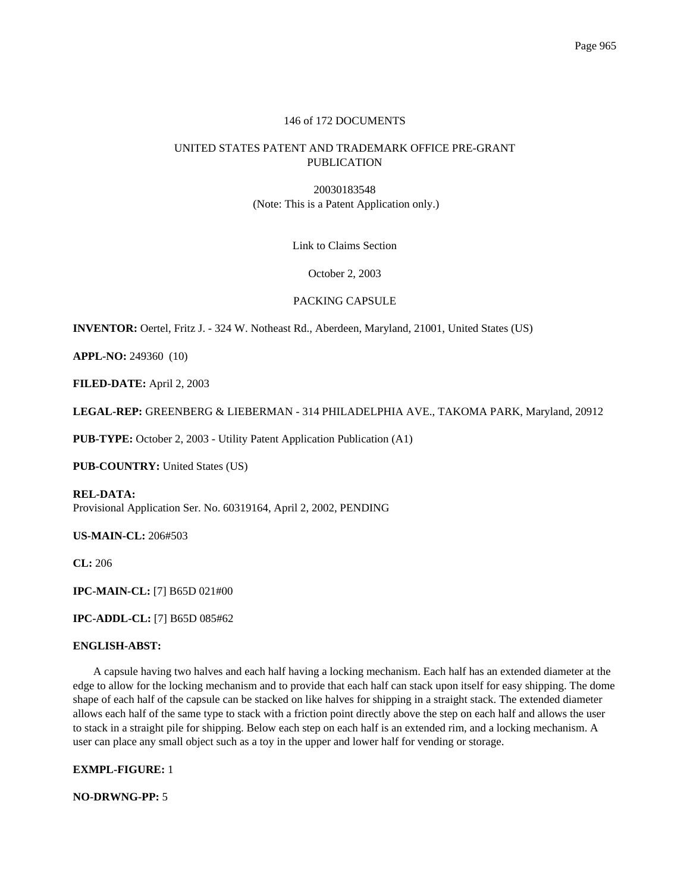146 of 172 DOCUMENTS

UNITED STATES PATENT AND TRADEMARK OFFICE PRE-GRANT PUBLICATION

20030183548
(Note: This is a Patent Application only.)

Link to Claims Section

October 2, 2003

# PACKING CAPSULE

**INVENTOR:** Oertel, Fritz J. - 324 W. Notheast Rd., Aberdeen, Maryland, 21001, United States (US)

**APPL-NO:** 249360 (10)

**FILED-DATE:** April 2, 2003

**LEGAL-REP:** GREENBERG & LIEBERMAN - 314 PHILADELPHIA AVE., TAKOMA PARK, Maryland, 20912

**PUB-TYPE:** October 2, 2003 - Utility Patent Application Publication (A1)

**PUB-COUNTRY:** United States (US)

**REL-DATA:**
Provisional Application Ser. No. 60319164, April 2, 2002, PENDING

**US-MAIN-CL:** 206#503

**CL:** 206

**IPC-MAIN-CL:** [7] B65D 021#00

**IPC-ADDL-CL:** [7] B65D 085#62

**ENGLISH-ABST:**

A capsule having two halves and each half having a locking mechanism. Each half has an extended diameter at the edge to allow for the locking mechanism and to provide that each half can stack upon itself for easy shipping. The dome shape of each half of the capsule can be stacked on like halves for shipping in a straight stack. The extended diameter allows each half of the same type to stack with a friction point directly above the step on each half and allows the user to stack in a straight pile for shipping. Below each step on each half is an extended rim, and a locking mechanism. A user can place any small object such as a toy in the upper and lower half for vending or storage.

**EXMPL-FIGURE:** 1

**NO-DRWNG-PP:** 5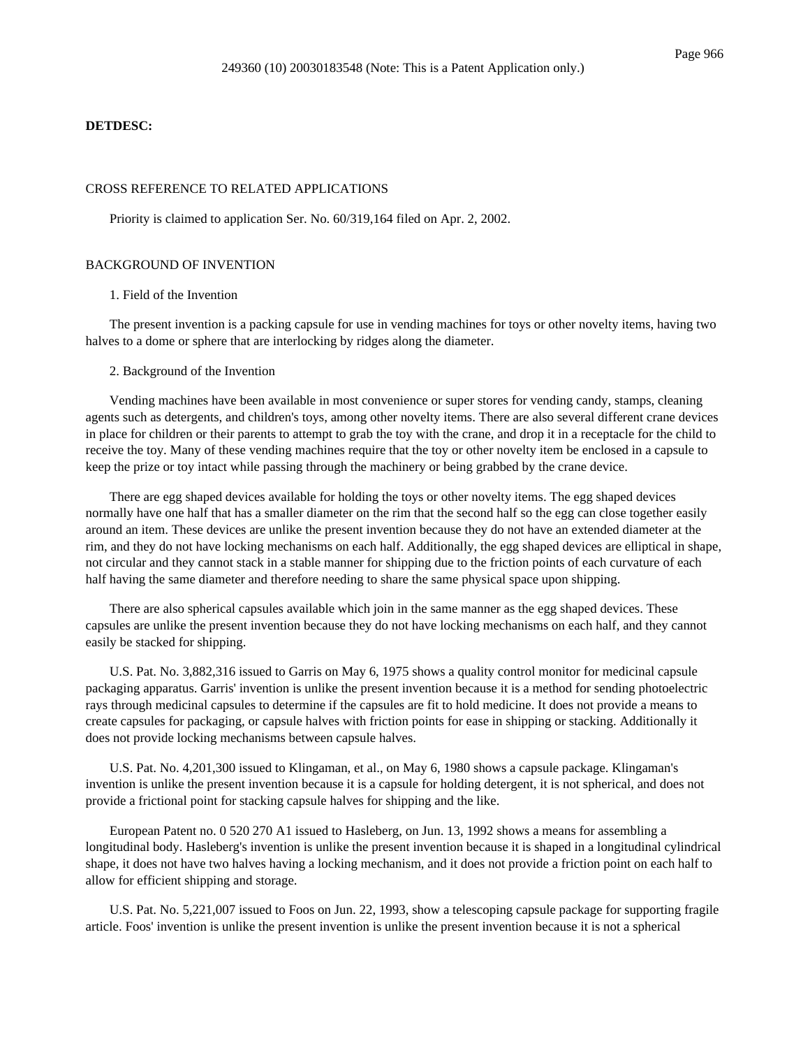249360 (10) 20030183548 (Note: This is a Patent Application only.)

**DETDESC:**

CROSS REFERENCE TO RELATED APPLICATIONS

Priority is claimed to application Ser. No. 60/319,164 filed on Apr. 2, 2002.

BACKGROUND OF INVENTION

1. Field of the Invention

The present invention is a packing capsule for use in vending machines for toys or other novelty items, having two halves to a dome or sphere that are interlocking by ridges along the diameter.

2. Background of the Invention

Vending machines have been available in most convenience or super stores for vending candy, stamps, cleaning agents such as detergents, and children's toys, among other novelty items. There are also several different crane devices in place for children or their parents to attempt to grab the toy with the crane, and drop it in a receptacle for the child to receive the toy. Many of these vending machines require that the toy or other novelty item be enclosed in a capsule to keep the prize or toy intact while passing through the machinery or being grabbed by the crane device.

There are egg shaped devices available for holding the toys or other novelty items. The egg shaped devices normally have one half that has a smaller diameter on the rim that the second half so the egg can close together easily around an item. These devices are unlike the present invention because they do not have an extended diameter at the rim, and they do not have locking mechanisms on each half. Additionally, the egg shaped devices are elliptical in shape, not circular and they cannot stack in a stable manner for shipping due to the friction points of each curvature of each half having the same diameter and therefore needing to share the same physical space upon shipping.

There are also spherical capsules available which join in the same manner as the egg shaped devices. These capsules are unlike the present invention because they do not have locking mechanisms on each half, and they cannot easily be stacked for shipping.

U.S. Pat. No. 3,882,316 issued to Garris on May 6, 1975 shows a quality control monitor for medicinal capsule packaging apparatus. Garris' invention is unlike the present invention because it is a method for sending photoelectric rays through medicinal capsules to determine if the capsules are fit to hold medicine. It does not provide a means to create capsules for packaging, or capsule halves with friction points for ease in shipping or stacking. Additionally it does not provide locking mechanisms between capsule halves.

U.S. Pat. No. 4,201,300 issued to Klingaman, et al., on May 6, 1980 shows a capsule package. Klingaman's invention is unlike the present invention because it is a capsule for holding detergent, it is not spherical, and does not provide a frictional point for stacking capsule halves for shipping and the like.

European Patent no. 0 520 270 A1 issued to Hasleberg, on Jun. 13, 1992 shows a means for assembling a longitudinal body. Hasleberg's invention is unlike the present invention because it is shaped in a longitudinal cylindrical shape, it does not have two halves having a locking mechanism, and it does not provide a friction point on each half to allow for efficient shipping and storage.

U.S. Pat. No. 5,221,007 issued to Foos on Jun. 22, 1993, show a telescoping capsule package for supporting fragile article. Foos' invention is unlike the present invention is unlike the present invention because it is not a spherical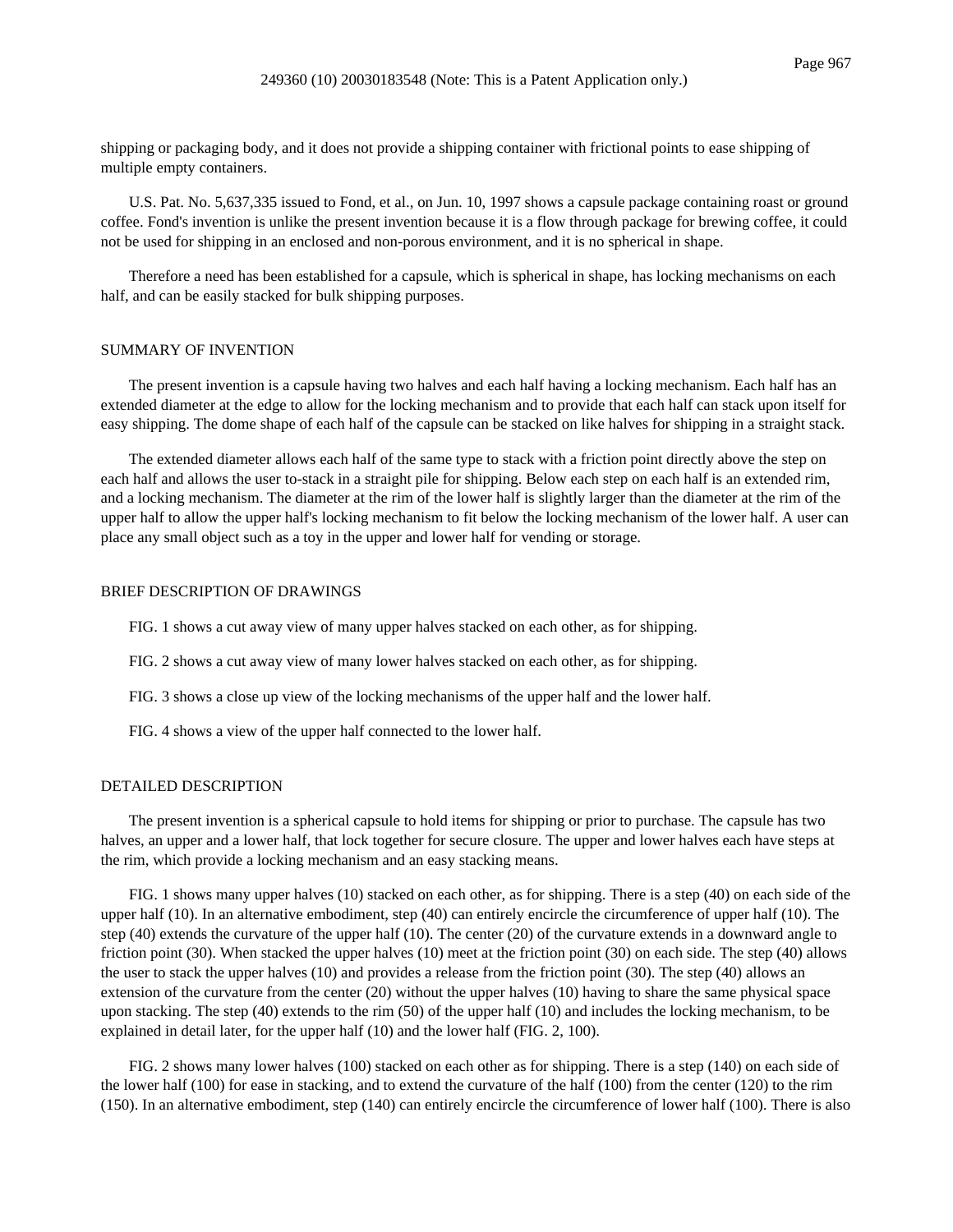shipping or packaging body, and it does not provide a shipping container with frictional points to ease shipping of multiple empty containers.

U.S. Pat. No. 5,637,335 issued to Fond, et al., on Jun. 10, 1997 shows a capsule package containing roast or ground coffee. Fond's invention is unlike the present invention because it is a flow through package for brewing coffee, it could not be used for shipping in an enclosed and non-porous environment, and it is no spherical in shape.

Therefore a need has been established for a capsule, which is spherical in shape, has locking mechanisms on each half, and can be easily stacked for bulk shipping purposes.

## SUMMARY OF INVENTION

The present invention is a capsule having two halves and each half having a locking mechanism. Each half has an extended diameter at the edge to allow for the locking mechanism and to provide that each half can stack upon itself for easy shipping. The dome shape of each half of the capsule can be stacked on like halves for shipping in a straight stack.

The extended diameter allows each half of the same type to stack with a friction point directly above the step on each half and allows the user to-stack in a straight pile for shipping. Below each step on each half is an extended rim, and a locking mechanism. The diameter at the rim of the lower half is slightly larger than the diameter at the rim of the upper half to allow the upper half's locking mechanism to fit below the locking mechanism of the lower half. A user can place any small object such as a toy in the upper and lower half for vending or storage.

## BRIEF DESCRIPTION OF DRAWINGS

FIG. 1 shows a cut away view of many upper halves stacked on each other, as for shipping.

FIG. 2 shows a cut away view of many lower halves stacked on each other, as for shipping.

FIG. 3 shows a close up view of the locking mechanisms of the upper half and the lower half.

FIG. 4 shows a view of the upper half connected to the lower half.

## DETAILED DESCRIPTION

The present invention is a spherical capsule to hold items for shipping or prior to purchase. The capsule has two halves, an upper and a lower half, that lock together for secure closure. The upper and lower halves each have steps at the rim, which provide a locking mechanism and an easy stacking means.

FIG. 1 shows many upper halves (10) stacked on each other, as for shipping. There is a step (40) on each side of the upper half (10). In an alternative embodiment, step (40) can entirely encircle the circumference of upper half (10). The step (40) extends the curvature of the upper half (10). The center (20) of the curvature extends in a downward angle to friction point (30). When stacked the upper halves (10) meet at the friction point (30) on each side. The step (40) allows the user to stack the upper halves (10) and provides a release from the friction point (30). The step (40) allows an extension of the curvature from the center (20) without the upper halves (10) having to share the same physical space upon stacking. The step (40) extends to the rim (50) of the upper half (10) and includes the locking mechanism, to be explained in detail later, for the upper half (10) and the lower half (FIG. 2, 100).

FIG. 2 shows many lower halves (100) stacked on each other as for shipping. There is a step (140) on each side of the lower half (100) for ease in stacking, and to extend the curvature of the half (100) from the center (120) to the rim (150). In an alternative embodiment, step (140) can entirely encircle the circumference of lower half (100). There is also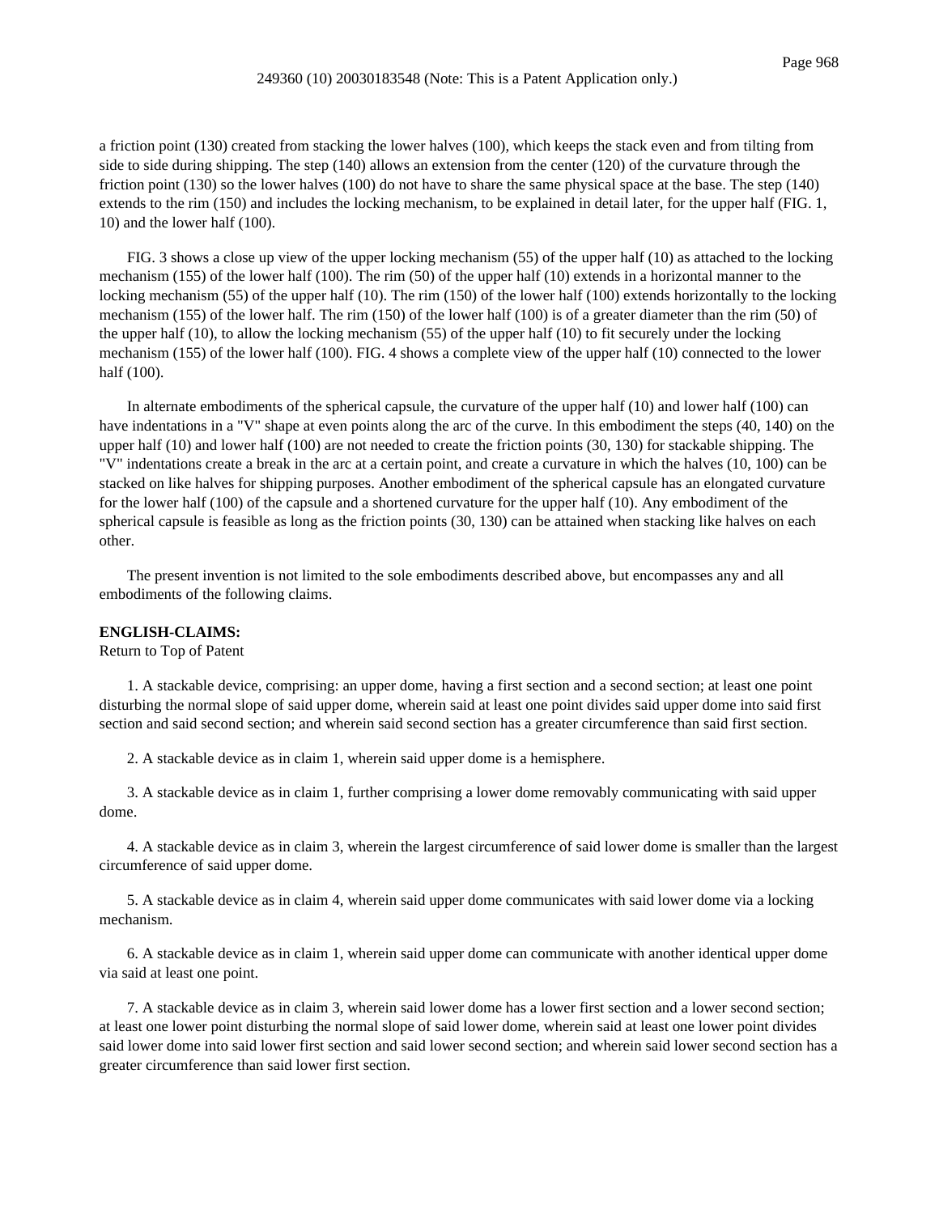a friction point (130) created from stacking the lower halves (100), which keeps the stack even and from tilting from side to side during shipping. The step (140) allows an extension from the center (120) of the curvature through the friction point (130) so the lower halves (100) do not have to share the same physical space at the base. The step (140) extends to the rim (150) and includes the locking mechanism, to be explained in detail later, for the upper half (FIG. 1, 10) and the lower half (100).

FIG. 3 shows a close up view of the upper locking mechanism (55) of the upper half (10) as attached to the locking mechanism (155) of the lower half (100). The rim (50) of the upper half (10) extends in a horizontal manner to the locking mechanism (55) of the upper half (10). The rim (150) of the lower half (100) extends horizontally to the locking mechanism (155) of the lower half. The rim (150) of the lower half (100) is of a greater diameter than the rim (50) of the upper half (10), to allow the locking mechanism (55) of the upper half (10) to fit securely under the locking mechanism (155) of the lower half (100). FIG. 4 shows a complete view of the upper half (10) connected to the lower half (100).

In alternate embodiments of the spherical capsule, the curvature of the upper half (10) and lower half (100) can have indentations in a "V" shape at even points along the arc of the curve. In this embodiment the steps (40, 140) on the upper half (10) and lower half (100) are not needed to create the friction points (30, 130) for stackable shipping. The "V" indentations create a break in the arc at a certain point, and create a curvature in which the halves (10, 100) can be stacked on like halves for shipping purposes. Another embodiment of the spherical capsule has an elongated curvature for the lower half (100) of the capsule and a shortened curvature for the upper half (10). Any embodiment of the spherical capsule is feasible as long as the friction points (30, 130) can be attained when stacking like halves on each other.

The present invention is not limited to the sole embodiments described above, but encompasses any and all embodiments of the following claims.

**ENGLISH-CLAIMS:**

Return to Top of Patent

1. A stackable device, comprising: an upper dome, having a first section and a second section; at least one point disturbing the normal slope of said upper dome, wherein said at least one point divides said upper dome into said first section and said second section; and wherein said second section has a greater circumference than said first section.

2. A stackable device as in claim 1, wherein said upper dome is a hemisphere.

3. A stackable device as in claim 1, further comprising a lower dome removably communicating with said upper dome.

4. A stackable device as in claim 3, wherein the largest circumference of said lower dome is smaller than the largest circumference of said upper dome.

5. A stackable device as in claim 4, wherein said upper dome communicates with said lower dome via a locking mechanism.

6. A stackable device as in claim 1, wherein said upper dome can communicate with another identical upper dome via said at least one point.

7. A stackable device as in claim 3, wherein said lower dome has a lower first section and a lower second section; at least one lower point disturbing the normal slope of said lower dome, wherein said at least one lower point divides said lower dome into said lower first section and said lower second section; and wherein said lower second section has a greater circumference than said lower first section.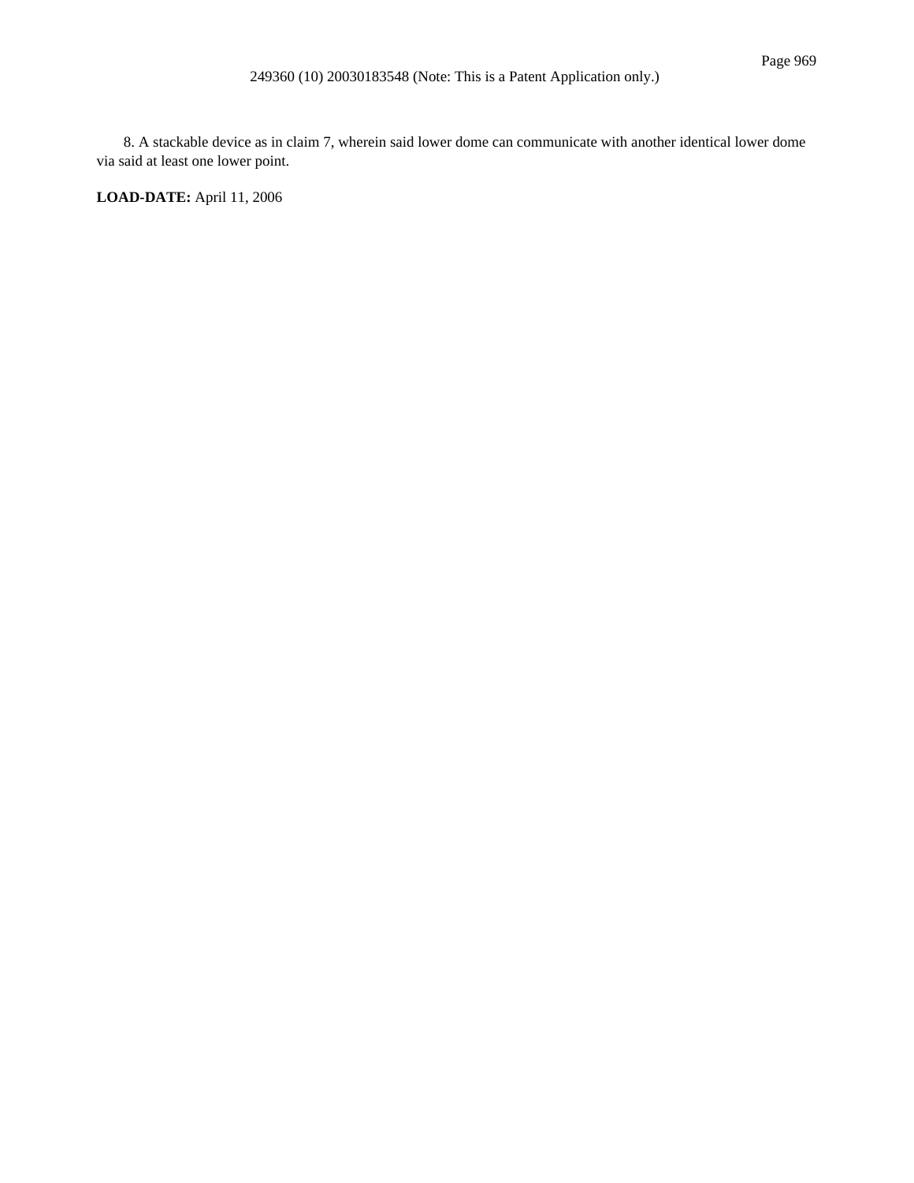8. A stackable device as in claim 7, wherein said lower dome can communicate with another identical lower dome via said at least one lower point.

**LOAD-DATE:** April 11, 2006